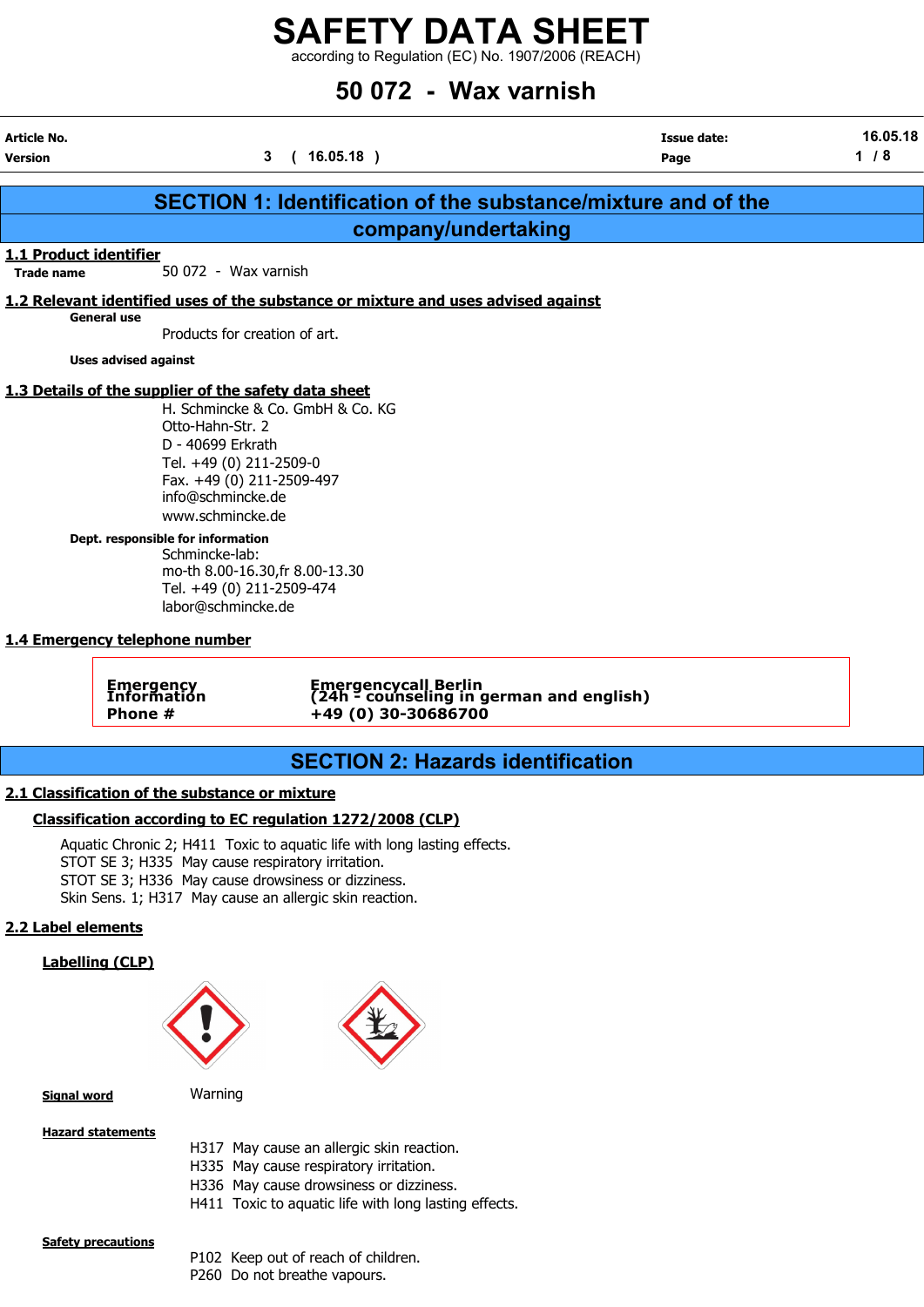# SAFETY DATA SHEET

according to Regulation (EC) No. 1907/2006 (REACH)

# 50 072 - Wax varnish

| | | | |
|---|---|---|---|
| **Article No.** | | **Issue date:** | 16.05.18 |
| **Version** | 3 ( 16.05.18 ) | **Page** | 1 / 8 |

## SECTION 1: Identification of the substance/mixture and of the company/undertaking

### 1.1 Product identifier

**Trade name** 50 072 - Wax varnish

### 1.2 Relevant identified uses of the substance or mixture and uses advised against

**General use**

Products for creation of art.

**Uses advised against**

### 1.3 Details of the supplier of the safety data sheet

H. Schmincke & Co. GmbH & Co. KG
Otto-Hahn-Str. 2
D - 40699 Erkrath
Tel. +49 (0) 211-2509-0
Fax. +49 (0) 211-2509-497
info@schmincke.de
www.schmincke.de

**Dept. responsible for information**

Schmincke-lab:
mo-th 8.00-16.30,fr 8.00-13.30
Tel. +49 (0) 211-2509-474
labor@schmincke.de

### 1.4 Emergency telephone number

| | |
|---|---|
| **Emergency Information Phone #** | **Emergencycall Berlin (24h - counseling in german and english) +49 (0) 30-30686700** |

## SECTION 2: Hazards identification

### 2.1 Classification of the substance or mixture

**Classification according to EC regulation 1272/2008 (CLP)**

Aquatic Chronic 2; H411 Toxic to aquatic life with long lasting effects.
STOT SE 3; H335 May cause respiratory irritation.
STOT SE 3; H336 May cause drowsiness or dizziness.
Skin Sens. 1; H317 May cause an allergic skin reaction.

### 2.2 Label elements

**Labelling (CLP)**

**Signal word** Warning

**Hazard statements**

H317 May cause an allergic skin reaction.
H335 May cause respiratory irritation.
H336 May cause drowsiness or dizziness.
H411 Toxic to aquatic life with long lasting effects.

**Safety precautions**

P102 Keep out of reach of children.
P260 Do not breathe vapours.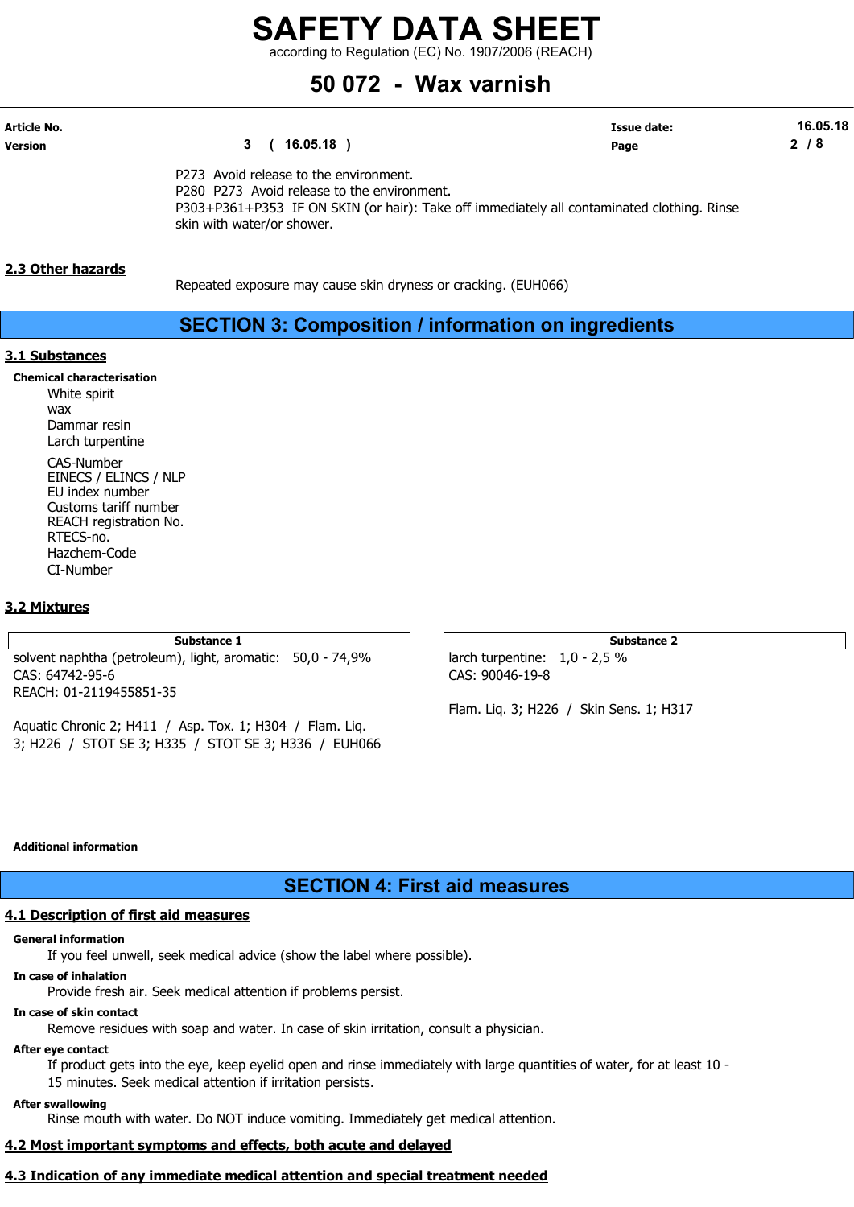P273 Avoid release to the environment.
P280 P273 Avoid release to the environment.
P303+P361+P353 IF ON SKIN (or hair): Take off immediately all contaminated clothing. Rinse skin with water/or shower.

### 2.3 Other hazards

Repeated exposure may cause skin dryness or cracking. (EUH066)

## SECTION 3: Composition / information on ingredients

### 3.1 Substances

**Chemical characterisation**

White spirit
wax
Dammar resin
Larch turpentine

CAS-Number
EINECS / ELINCS / NLP
EU index number
Customs tariff number
REACH registration No.
RTECS-no.
Hazchem-Code
CI-Number

### 3.2 Mixtures

| Substance 1 |
|---|
| solvent naphtha (petroleum), light, aromatic: 50,0 - 74,9% |
| CAS: 64742-95-6 |
| REACH: 01-2119455851-35 |
| Aquatic Chronic 2; H411 / Asp. Tox. 1; H304 / Flam. Liq. 3; H226 / STOT SE 3; H335 / STOT SE 3; H336 / EUH066 |

| Substance 2 |
|---|
| larch turpentine: 1,0 - 2,5 % |
| CAS: 90046-19-8 |
| Flam. Liq. 3; H226 / Skin Sens. 1; H317 |

**Additional information**

## SECTION 4: First aid measures

### 4.1 Description of first aid measures

**General information**

If you feel unwell, seek medical advice (show the label where possible).

**In case of inhalation**

Provide fresh air. Seek medical attention if problems persist.

**In case of skin contact**

Remove residues with soap and water. In case of skin irritation, consult a physician.

**After eye contact**

If product gets into the eye, keep eyelid open and rinse immediately with large quantities of water, for at least 10 - 15 minutes. Seek medical attention if irritation persists.

**After swallowing**

Rinse mouth with water. Do NOT induce vomiting. Immediately get medical attention.

### 4.2 Most important symptoms and effects, both acute and delayed

### 4.3 Indication of any immediate medical attention and special treatment needed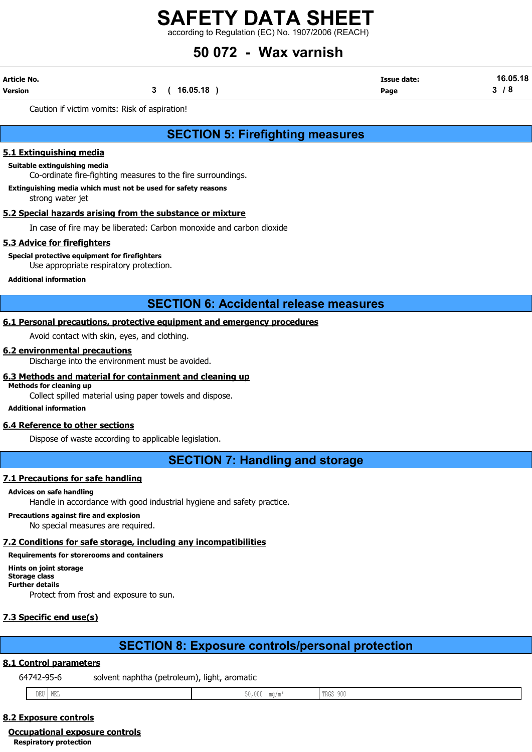Caution if victim vomits: Risk of aspiration!

## SECTION 5: Firefighting measures

### 5.1 Extinguishing media

**Suitable extinguishing media**

Co-ordinate fire-fighting measures to the fire surroundings.

**Extinguishing media which must not be used for safety reasons**

strong water jet

### 5.2 Special hazards arising from the substance or mixture

In case of fire may be liberated: Carbon monoxide and carbon dioxide

### 5.3 Advice for firefighters

**Special protective equipment for firefighters**

Use appropriate respiratory protection.

**Additional information**

## SECTION 6: Accidental release measures

### 6.1 Personal precautions, protective equipment and emergency procedures

Avoid contact with skin, eyes, and clothing.

### 6.2 environmental precautions

Discharge into the environment must be avoided.

### 6.3 Methods and material for containment and cleaning up

**Methods for cleaning up**

Collect spilled material using paper towels and dispose.

**Additional information**

### 6.4 Reference to other sections

Dispose of waste according to applicable legislation.

## SECTION 7: Handling and storage

### 7.1 Precautions for safe handling

**Advices on safe handling**

Handle in accordance with good industrial hygiene and safety practice.

**Precautions against fire and explosion**

No special measures are required.

### 7.2 Conditions for safe storage, including any incompatibilities

**Requirements for storerooms and containers**

**Hints on joint storage**

**Storage class**

**Further details**

Protect from frost and exposure to sun.

### 7.3 Specific end use(s)

## SECTION 8: Exposure controls/personal protection

### 8.1 Control parameters

64742-95-6 solvent naphtha (petroleum), light, aromatic

| | | | | |
|---|---|---|---|---|
| DEU | WEL | 50,000 | mg/m³ | TRGS 900 |

### 8.2 Exposure controls

#### Occupational exposure controls

**Respiratory protection**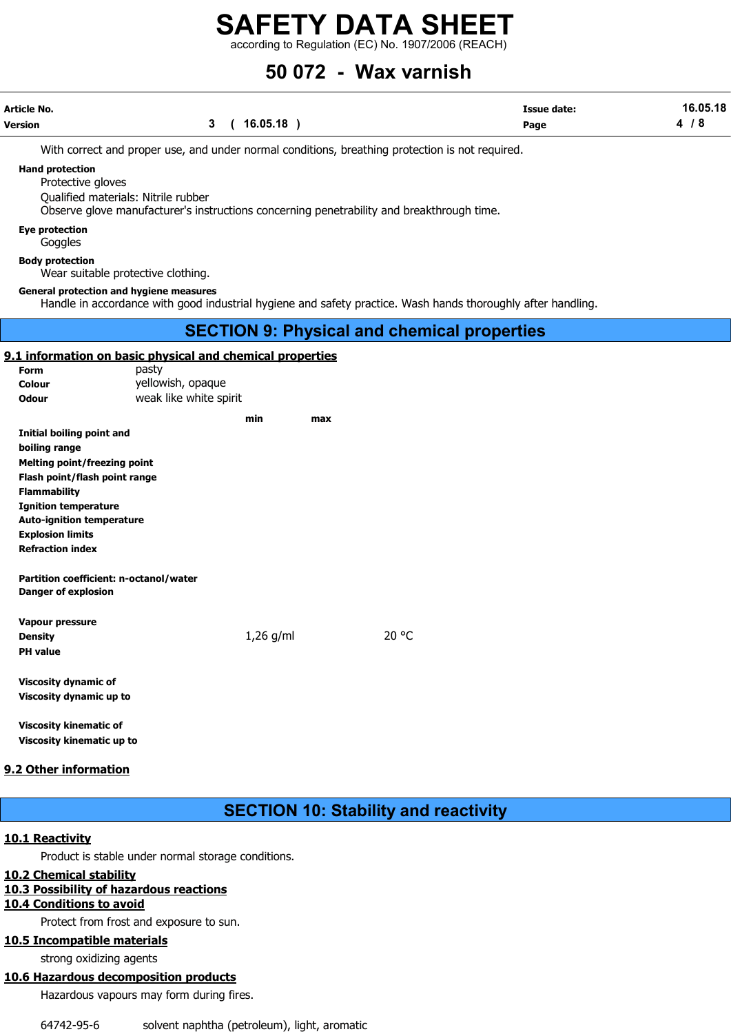With correct and proper use, and under normal conditions, breathing protection is not required.

**Hand protection**

Protective gloves

Qualified materials: Nitrile rubber

Observe glove manufacturer's instructions concerning penetrability and breakthrough time.

**Eye protection**

Goggles

**Body protection**

Wear suitable protective clothing.

**General protection and hygiene measures**

Handle in accordance with good industrial hygiene and safety practice. Wash hands thoroughly after handling.

## SECTION 9: Physical and chemical properties

### 9.1 information on basic physical and chemical properties

| | |
|---|---|
| **Form** | pasty |
| **Colour** | yellowish, opaque |
| **Odour** | weak like white spirit |

| | min | max | |
|---|---|---|---|
| **Initial boiling point and boiling range** | | | |
| **Melting point/freezing point** | | | |
| **Flash point/flash point range** | | | |
| **Flammability** | | | |
| **Ignition temperature** | | | |
| **Auto-ignition temperature** | | | |
| **Explosion limits** | | | |
| **Refraction index** | | | |
| **Partition coefficient: n-octanol/water** | | | |
| **Danger of explosion** | | | |
| **Vapour pressure** | | | |
| **Density** | 1,26 g/ml | | 20 °C |
| **PH value** | | | |
| **Viscosity dynamic of** | | | |
| **Viscosity dynamic up to** | | | |
| **Viscosity kinematic of** | | | |
| **Viscosity kinematic up to** | | | |

### 9.2 Other information

## SECTION 10: Stability and reactivity

### 10.1 Reactivity

Product is stable under normal storage conditions.

### 10.2 Chemical stability

### 10.3 Possibility of hazardous reactions

### 10.4 Conditions to avoid

Protect from frost and exposure to sun.

### 10.5 Incompatible materials

strong oxidizing agents

### 10.6 Hazardous decomposition products

Hazardous vapours may form during fires.

64742-95-6 solvent naphtha (petroleum), light, aromatic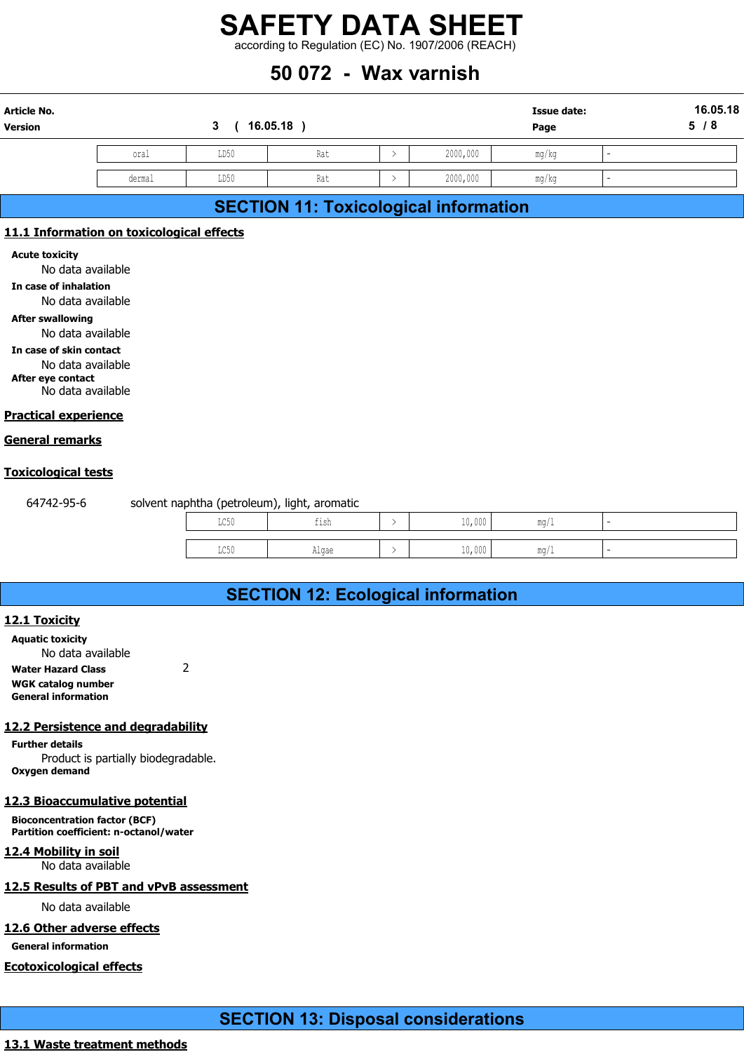| oral | LD50 | Rat | > | 2000,000 | mg/kg | - |
|---|---|---|---|---|---|---|
| dermal | LD50 | Rat | > | 2000,000 | mg/kg | - |

# SECTION 11: Toxicological information

## 11.1 Information on toxicological effects

**Acute toxicity**

No data available

**In case of inhalation**

No data available

**After swallowing**

No data available

**In case of skin contact**

No data available

**After eye contact**

No data available

## Practical experience

## General remarks

## Toxicological tests

64742-95-6 solvent naphtha (petroleum), light, aromatic

| LC50 | fish | > | 10,000 | mg/l | - |
|---|---|---|---|---|---|
| LC50 | Algae | > | 10,000 | mg/l | - |

# SECTION 12: Ecological information

## 12.1 Toxicity

**Aquatic toxicity**

No data available

**Water Hazard Class** 2

**WGK catalog number**

**General information**

## 12.2 Persistence and degradability

**Further details**

Product is partially biodegradable.

**Oxygen demand**

## 12.3 Bioaccumulative potential

**Bioconcentration factor (BCF)**

**Partition coefficient: n-octanol/water**

## 12.4 Mobility in soil

No data available

## 12.5 Results of PBT and vPvB assessment

No data available

## 12.6 Other adverse effects

**General information**

## Ecotoxicological effects

# SECTION 13: Disposal considerations

## 13.1 Waste treatment methods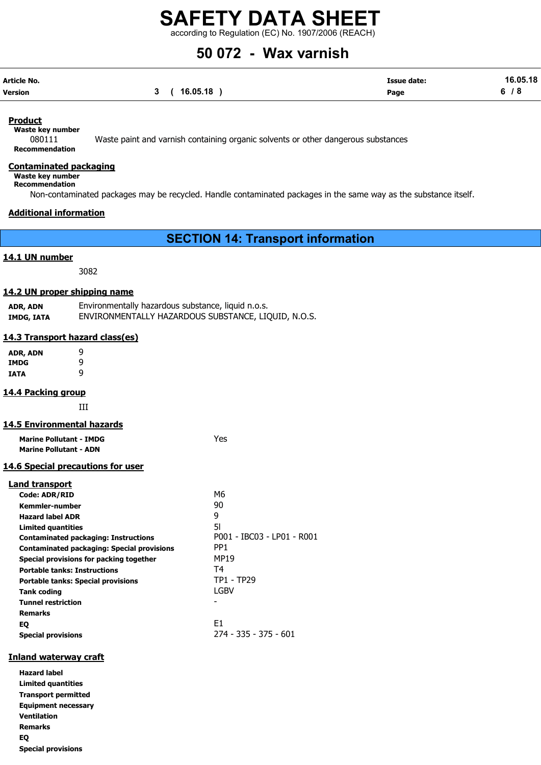**Product**

**Waste key number**

080111 Waste paint and varnish containing organic solvents or other dangerous substances

**Recommendation**

**Contaminated packaging**

**Waste key number**

**Recommendation**

Non-contaminated packages may be recycled. Handle contaminated packages in the same way as the substance itself.

**Additional information**

## SECTION 14: Transport information

### 14.1 UN number

3082

### 14.2 UN proper shipping name

| | |
|---|---|
| **ADR, ADN** | Environmentally hazardous substance, liquid n.o.s. |
| **IMDG, IATA** | ENVIRONMENTALLY HAZARDOUS SUBSTANCE, LIQUID, N.O.S. |

### 14.3 Transport hazard class(es)

| | |
|---|---|
| **ADR, ADN** | 9 |
| **IMDG** | 9 |
| **IATA** | 9 |

### 14.4 Packing group

III

### 14.5 Environmental hazards

| | |
|---|---|
| **Marine Pollutant - IMDG** | Yes |
| **Marine Pollutant - ADN** | |

### 14.6 Special precautions for user

**Land transport**

| | |
|---|---|
| **Code: ADR/RID** | M6 |
| **Kemmler-number** | 90 |
| **Hazard label ADR** | 9 |
| **Limited quantities** | 5l |
| **Contaminated packaging: Instructions** | P001 - IBC03 - LP01 - R001 |
| **Contaminated packaging: Special provisions** | PP1 |
| **Special provisions for packing together** | MP19 |
| **Portable tanks: Instructions** | T4 |
| **Portable tanks: Special provisions** | TP1 - TP29 |
| **Tank coding** | LGBV |
| **Tunnel restriction** | - |
| **Remarks** | |
| **EQ** | E1 |
| **Special provisions** | 274 - 335 - 375 - 601 |

**Inland waterway craft**

| | |
|---|---|
| **Hazard label** | |
| **Limited quantities** | |
| **Transport permitted** | |
| **Equipment necessary** | |
| **Ventilation** | |
| **Remarks** | |
| **EQ** | |
| **Special provisions** | |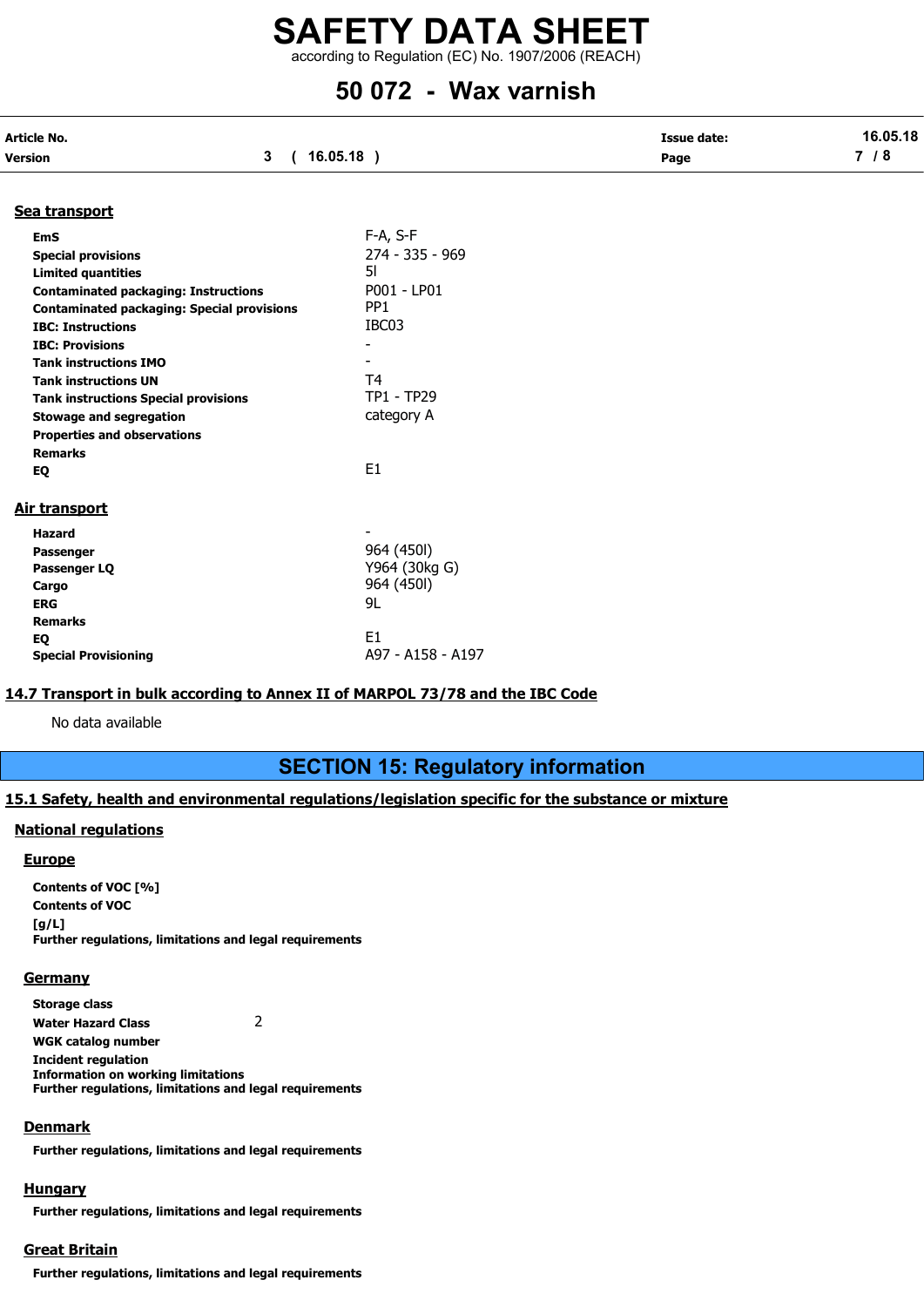#### Sea transport

| | |
|---|---|
| **EmS** | F-A, S-F |
| **Special provisions** | 274 - 335 - 969 |
| **Limited quantities** | 5l |
| **Contaminated packaging: Instructions** | P001 - LP01 |
| **Contaminated packaging: Special provisions** | PP1 |
| **IBC: Instructions** | IBC03 |
| **IBC: Provisions** | - |
| **Tank instructions IMO** | - |
| **Tank instructions UN** | T4 |
| **Tank instructions Special provisions** | TP1 - TP29 |
| **Stowage and segregation** | category A |
| **Properties and observations** | |
| **Remarks** | |
| **EQ** | E1 |

#### Air transport

| | |
|---|---|
| **Hazard** | - |
| **Passenger** | 964 (450l) |
| **Passenger LQ** | Y964 (30kg G) |
| **Cargo** | 964 (450l) |
| **ERG** | 9L |
| **Remarks** | |
| **EQ** | E1 |
| **Special Provisioning** | A97 - A158 - A197 |

### 14.7 Transport in bulk according to Annex II of MARPOL 73/78 and the IBC Code

No data available

## SECTION 15: Regulatory information

### 15.1 Safety, health and environmental regulations/legislation specific for the substance or mixture

#### National regulations

##### Europe

**Contents of VOC [%]**

**Contents of VOC [g/L]**

**Further regulations, limitations and legal requirements**

##### Germany

**Storage class**

**Water Hazard Class** 2

**WGK catalog number**

**Incident regulation**

**Information on working limitations**

**Further regulations, limitations and legal requirements**

##### Denmark

**Further regulations, limitations and legal requirements**

##### Hungary

**Further regulations, limitations and legal requirements**

##### Great Britain

**Further regulations, limitations and legal requirements**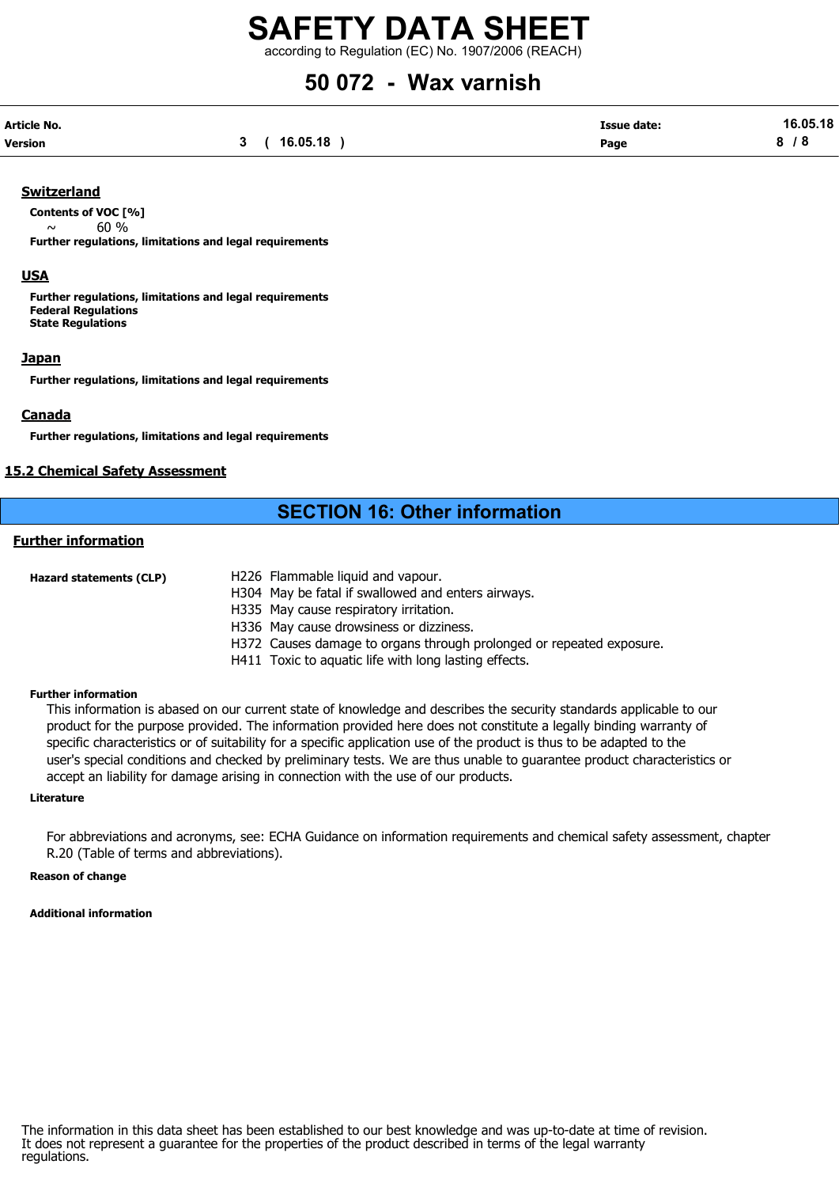## Switzerland

**Contents of VOC [%]**

~ 60 %

**Further regulations, limitations and legal requirements**

## USA

**Further regulations, limitations and legal requirements**
**Federal Regulations**
**State Regulations**

## Japan

**Further regulations, limitations and legal requirements**

## Canada

**Further regulations, limitations and legal requirements**

## 15.2 Chemical Safety Assessment

# SECTION 16: Other information

## Further information

| | |
|---|---|
| **Hazard statements (CLP)** | H226 Flammable liquid and vapour. |
| | H304 May be fatal if swallowed and enters airways. |
| | H335 May cause respiratory irritation. |
| | H336 May cause drowsiness or dizziness. |
| | H372 Causes damage to organs through prolonged or repeated exposure. |
| | H411 Toxic to aquatic life with long lasting effects. |

**Further information**

This information is abased on our current state of knowledge and describes the security standards applicable to our product for the purpose provided. The information provided here does not constitute a legally binding warranty of specific characteristics or of suitability for a specific application use of the product is thus to be adapted to the user's special conditions and checked by preliminary tests. We are thus unable to guarantee product characteristics or accept an liability for damage arising in connection with the use of our products.

**Literature**

For abbreviations and acronyms, see: ECHA Guidance on information requirements and chemical safety assessment, chapter R.20 (Table of terms and abbreviations).

**Reason of change**

**Additional information**

The information in this data sheet has been established to our best knowledge and was up-to-date at time of revision. It does not represent a guarantee for the properties of the product described in terms of the legal warranty regulations.